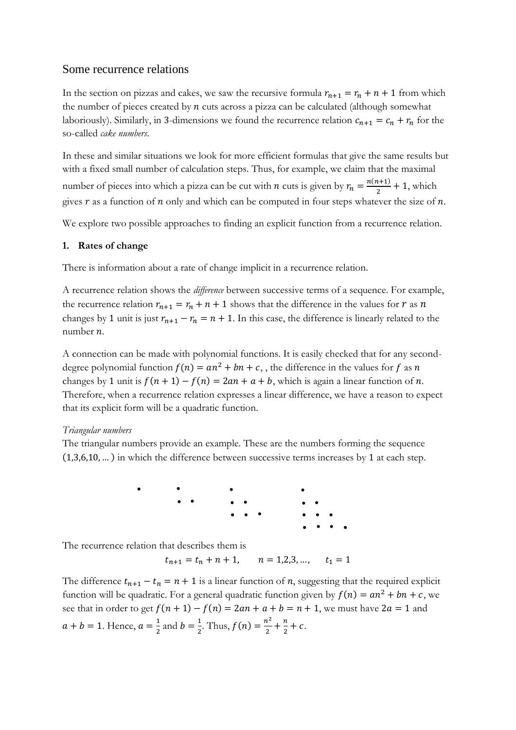## Some recurrence relations

In the section on pizzas and cakes, we saw the recursive formula $r_{n+1} = r_n + n + 1$ from which the number of pieces created by $n$ cuts across a pizza can be calculated (although somewhat laboriously). Similarly, in 3-dimensions we found the recurrence relation $c_{n+1} = c_n + r_n$ for the so-called *cake numbers*.

In these and similar situations we look for more efficient formulas that give the same results but with a fixed small number of calculation steps. Thus, for example, we claim that the maximal number of pieces into which a pizza can be cut with $n$ cuts is given by $r_n = \frac{n(n+1)}{2} + 1$, which gives $r$ as a function of $n$ only and which can be computed in four steps whatever the size of $n$.

We explore two possible approaches to finding an explicit function from a recurrence relation.

### 1. Rates of change

There is information about a rate of change implicit in a recurrence relation.

A recurrence relation shows the *difference* between successive terms of a sequence. For example, the recurrence relation $r_{n+1} = r_n + n + 1$ shows that the difference in the values for $r$ as $n$ changes by 1 unit is just $r_{n+1} - r_n = n + 1$. In this case, the difference is linearly related to the number $n$.

A connection can be made with polynomial functions. It is easily checked that for any second-degree polynomial function $f(n) = an^2 + bn + c$, , the difference in the values for $f$ as $n$ changes by 1 unit is $f(n+1) - f(n) = 2an + a + b$, which is again a linear function of $n$. Therefore, when a recurrence relation expresses a linear difference, we have a reason to expect that its explicit form will be a quadratic function.

*Triangular numbers*

The triangular numbers provide an example. These are the numbers forming the sequence $(1,3,6,10,\dots)$ in which the difference between successive terms increases by 1 at each step.

The recurrence relation that describes them is

$$t_{n+1} = t_n + n + 1, \qquad n = 1,2,3,\dots, \qquad t_1 = 1$$

The difference $t_{n+1} - t_n = n + 1$ is a linear function of $n$, suggesting that the required explicit function will be quadratic. For a general quadratic function given by $f(n) = an^2 + bn + c$, we see that in order to get $f(n+1) - f(n) = 2an + a + b = n + 1$, we must have $2a = 1$ and $a + b = 1$. Hence, $a = \frac{1}{2}$ and $b = \frac{1}{2}$. Thus, $f(n) = \frac{n^2}{2} + \frac{n}{2} + c$.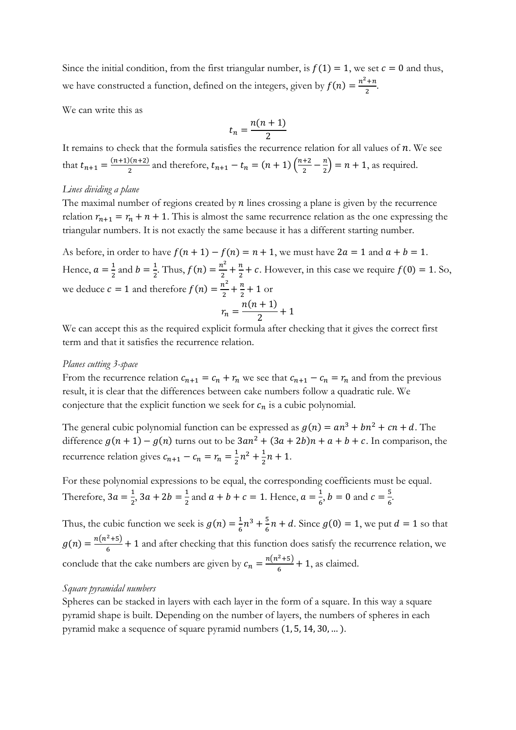Since the initial condition, from the first triangular number, is $f(1) = 1$, we set $c = 0$ and thus, we have constructed a function, defined on the integers, given by $f(n) = \frac{n^2+n}{2}$.

We can write this as

$$t_n = \frac{n(n+1)}{2}$$

It remains to check that the formula satisfies the recurrence relation for all values of $n$. We see that $t_{n+1} = \frac{(n+1)(n+2)}{2}$ and therefore, $t_{n+1} - t_n = (n+1)\left(\frac{n+2}{2} - \frac{n}{2}\right) = n + 1$, as required.

*Lines dividing a plane*

The maximal number of regions created by $n$ lines crossing a plane is given by the recurrence relation $r_{n+1} = r_n + n + 1$. This is almost the same recurrence relation as the one expressing the triangular numbers. It is not exactly the same because it has a different starting number.

As before, in order to have $f(n+1) - f(n) = n + 1$, we must have $2a = 1$ and $a + b = 1$. Hence, $a = \frac{1}{2}$ and $b = \frac{1}{2}$. Thus, $f(n) = \frac{n^2}{2} + \frac{n}{2} + c$. However, in this case we require $f(0) = 1$. So, we deduce $c = 1$ and therefore $f(n) = \frac{n^2}{2} + \frac{n}{2} + 1$ or

$$r_n = \frac{n(n+1)}{2} + 1$$

We can accept this as the required explicit formula after checking that it gives the correct first term and that it satisfies the recurrence relation.

*Planes cutting 3-space*

From the recurrence relation $c_{n+1} = c_n + r_n$ we see that $c_{n+1} - c_n = r_n$ and from the previous result, it is clear that the differences between cake numbers follow a quadratic rule. We conjecture that the explicit function we seek for $c_n$ is a cubic polynomial.

The general cubic polynomial function can be expressed as $g(n) = an^3 + bn^2 + cn + d$. The difference $g(n+1) - g(n)$ turns out to be $3an^2 + (3a + 2b)n + a + b + c$. In comparison, the recurrence relation gives $c_{n+1} - c_n = r_n = \frac{1}{2}n^2 + \frac{1}{2}n + 1$.

For these polynomial expressions to be equal, the corresponding coefficients must be equal. Therefore, $3a = \frac{1}{2}$, $3a + 2b = \frac{1}{2}$ and $a + b + c = 1$. Hence, $a = \frac{1}{6}$, $b = 0$ and $c = \frac{5}{6}$.

Thus, the cubic function we seek is $g(n) = \frac{1}{6}n^3 + \frac{5}{6}n + d$. Since $g(0) = 1$, we put $d = 1$ so that $g(n) = \frac{n(n^2+5)}{6} + 1$ and after checking that this function does satisfy the recurrence relation, we conclude that the cake numbers are given by $c_n = \frac{n(n^2+5)}{6} + 1$, as claimed.

*Square pyramidal numbers*

Spheres can be stacked in layers with each layer in the form of a square. In this way a square pyramid shape is built. Depending on the number of layers, the numbers of spheres in each pyramid make a sequence of square pyramid numbers $(1, 5, 14, 30, \ldots)$.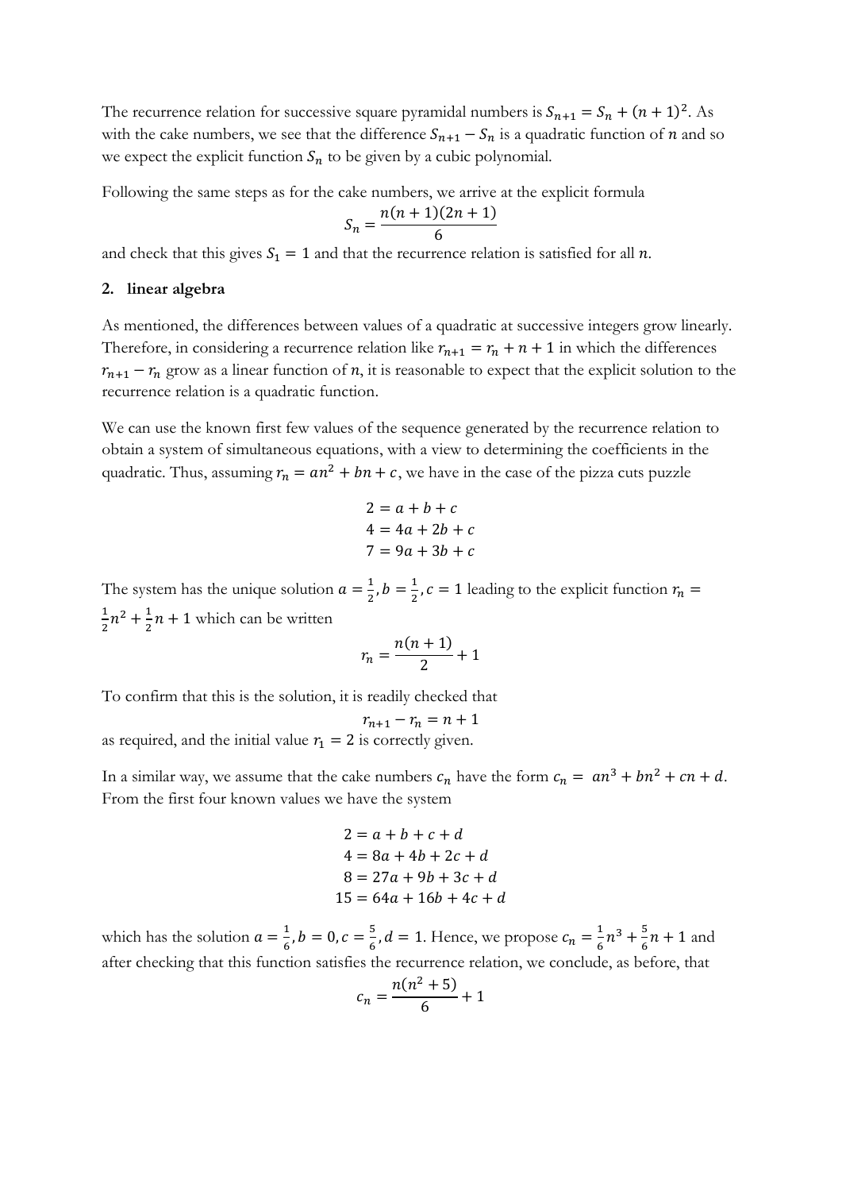The recurrence relation for successive square pyramidal numbers is $S_{n+1} = S_n + (n+1)^2$. As with the cake numbers, we see that the difference $S_{n+1} - S_n$ is a quadratic function of $n$ and so we expect the explicit function $S_n$ to be given by a cubic polynomial.

Following the same steps as for the cake numbers, we arrive at the explicit formula

$$S_n = \frac{n(n+1)(2n+1)}{6}$$

and check that this gives $S_1 = 1$ and that the recurrence relation is satisfied for all $n$.

**2. linear algebra**

As mentioned, the differences between values of a quadratic at successive integers grow linearly. Therefore, in considering a recurrence relation like $r_{n+1} = r_n + n + 1$ in which the differences $r_{n+1} - r_n$ grow as a linear function of $n$, it is reasonable to expect that the explicit solution to the recurrence relation is a quadratic function.

We can use the known first few values of the sequence generated by the recurrence relation to obtain a system of simultaneous equations, with a view to determining the coefficients in the quadratic. Thus, assuming $r_n = an^2 + bn + c$, we have in the case of the pizza cuts puzzle

$$\begin{aligned} 2 &= a + b + c \\ 4 &= 4a + 2b + c \\ 7 &= 9a + 3b + c \end{aligned}$$

The system has the unique solution $a = \frac{1}{2}, b = \frac{1}{2}, c = 1$ leading to the explicit function $r_n = \frac{1}{2}n^2 + \frac{1}{2}n + 1$ which can be written

$$r_n = \frac{n(n+1)}{2} + 1$$

To confirm that this is the solution, it is readily checked that

$$r_{n+1} - r_n = n + 1$$

as required, and the initial value $r_1 = 2$ is correctly given.

In a similar way, we assume that the cake numbers $c_n$ have the form $c_n = an^3 + bn^2 + cn + d$. From the first four known values we have the system

$$\begin{aligned} 2 &= a + b + c + d \\ 4 &= 8a + 4b + 2c + d \\ 8 &= 27a + 9b + 3c + d \\ 15 &= 64a + 16b + 4c + d \end{aligned}$$

which has the solution $a = \frac{1}{6}, b = 0, c = \frac{5}{6}, d = 1$. Hence, we propose $c_n = \frac{1}{6}n^3 + \frac{5}{6}n + 1$ and after checking that this function satisfies the recurrence relation, we conclude, as before, that

$$c_n = \frac{n(n^2+5)}{6} + 1$$